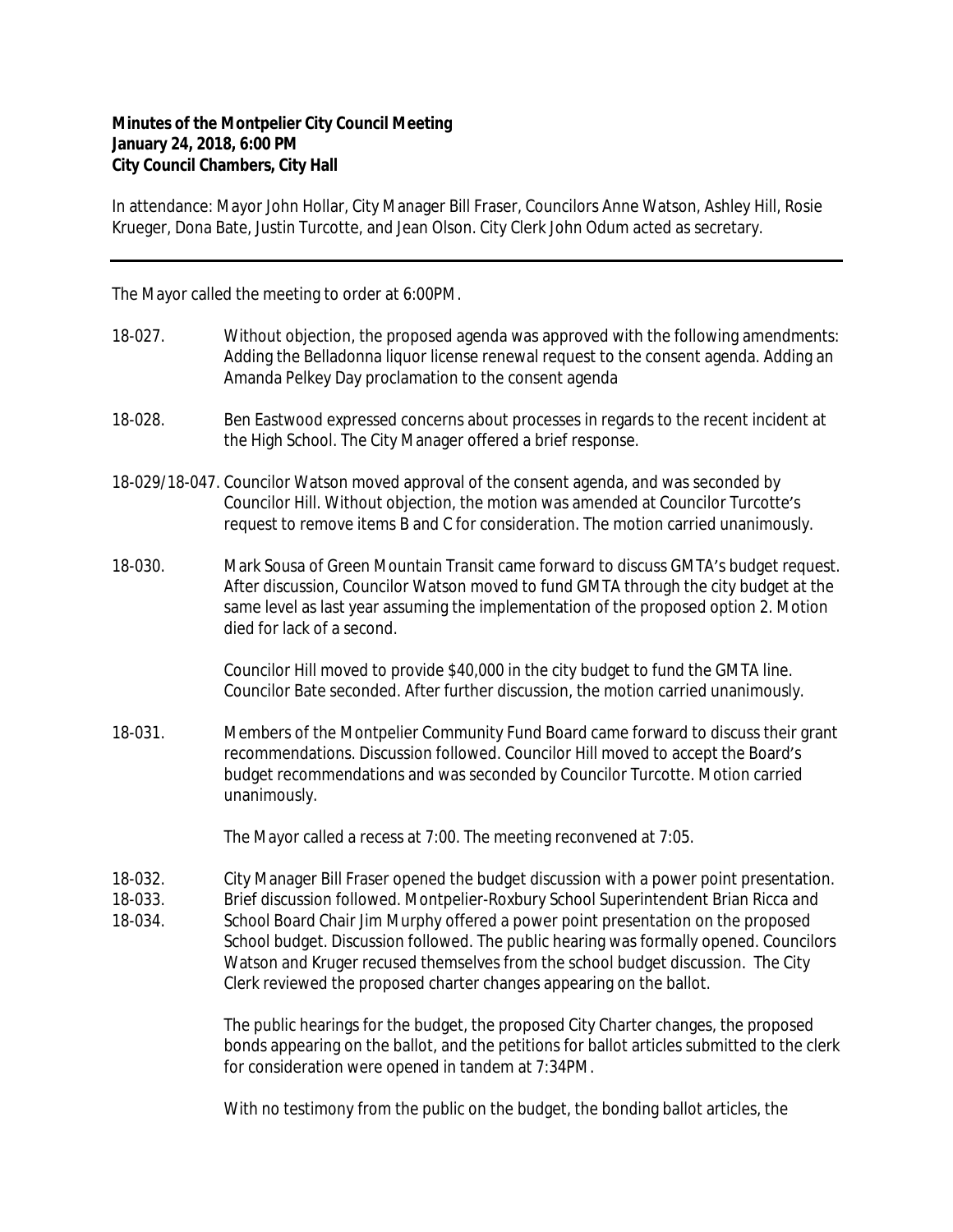**Minutes of the Montpelier City Council Meeting**
**January 24, 2018, 6:00 PM**
**City Council Chambers, City Hall**

In attendance: Mayor John Hollar, City Manager Bill Fraser, Councilors Anne Watson, Ashley Hill, Rosie Krueger, Dona Bate, Justin Turcotte, and Jean Olson. City Clerk John Odum acted as secretary.

---

The Mayor called the meeting to order at 6:00PM.

18-027. Without objection, the proposed agenda was approved with the following amendments: Adding the Belladonna liquor license renewal request to the consent agenda. Adding an Amanda Pelkey Day proclamation to the consent agenda

18-028. Ben Eastwood expressed concerns about processes in regards to the recent incident at the High School. The City Manager offered a brief response.

18-029/18-047. Councilor Watson moved approval of the consent agenda, and was seconded by Councilor Hill. Without objection, the motion was amended at Councilor Turcotte's request to remove items B and C for consideration. The motion carried unanimously.

18-030. Mark Sousa of Green Mountain Transit came forward to discuss GMTA's budget request. After discussion, Councilor Watson moved to fund GMTA through the city budget at the same level as last year assuming the implementation of the proposed option 2. Motion died for lack of a second.

Councilor Hill moved to provide $40,000 in the city budget to fund the GMTA line. Councilor Bate seconded. After further discussion, the motion carried unanimously.

18-031. Members of the Montpelier Community Fund Board came forward to discuss their grant recommendations. Discussion followed. Councilor Hill moved to accept the Board's budget recommendations and was seconded by Councilor Turcotte. Motion carried unanimously.

The Mayor called a recess at 7:00. The meeting reconvened at 7:05.

18-032.
18-033.
18-034. City Manager Bill Fraser opened the budget discussion with a power point presentation. Brief discussion followed. Montpelier-Roxbury School Superintendent Brian Ricca and School Board Chair Jim Murphy offered a power point presentation on the proposed School budget. Discussion followed. The public hearing was formally opened. Councilors Watson and Kruger recused themselves from the school budget discussion. The City Clerk reviewed the proposed charter changes appearing on the ballot.

The public hearings for the budget, the proposed City Charter changes, the proposed bonds appearing on the ballot, and the petitions for ballot articles submitted to the clerk for consideration were opened in tandem at 7:34PM.

With no testimony from the public on the budget, the bonding ballot articles, the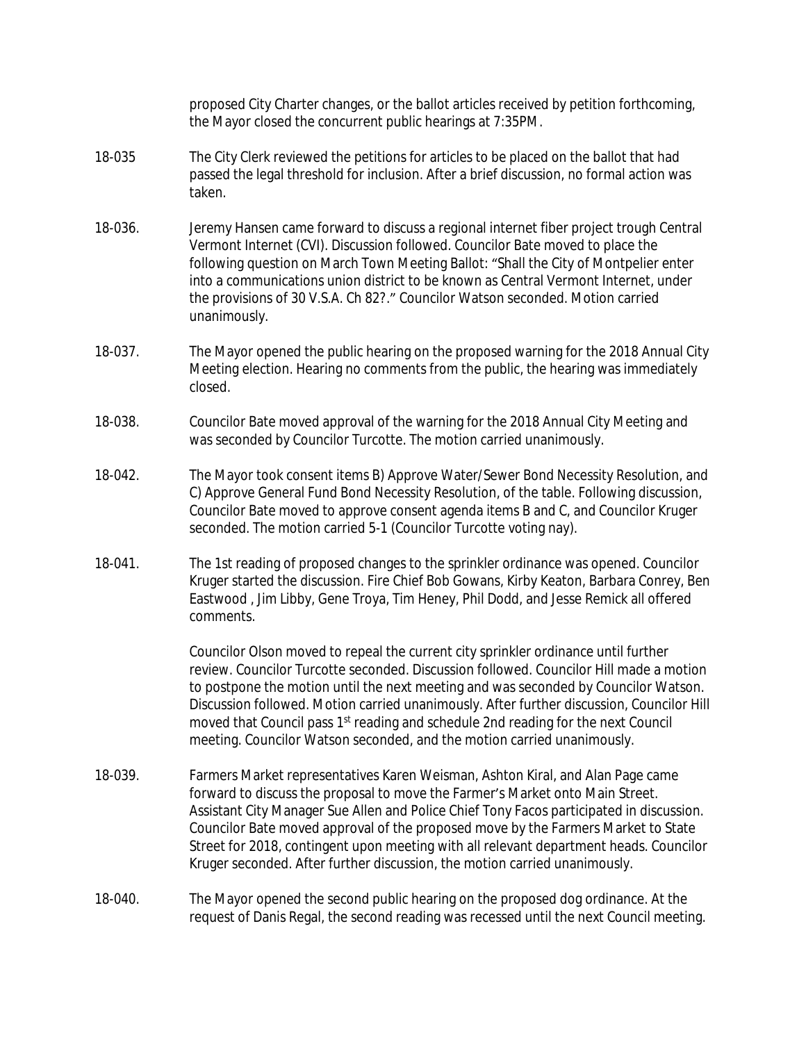proposed City Charter changes, or the ballot articles received by petition forthcoming, the Mayor closed the concurrent public hearings at 7:35PM.

18-035 The City Clerk reviewed the petitions for articles to be placed on the ballot that had passed the legal threshold for inclusion. After a brief discussion, no formal action was taken.

18-036. Jeremy Hansen came forward to discuss a regional internet fiber project trough Central Vermont Internet (CVI). Discussion followed. Councilor Bate moved to place the following question on March Town Meeting Ballot: "Shall the City of Montpelier enter into a communications union district to be known as Central Vermont Internet, under the provisions of 30 V.S.A. Ch 82?." Councilor Watson seconded. Motion carried unanimously.

18-037. The Mayor opened the public hearing on the proposed warning for the 2018 Annual City Meeting election. Hearing no comments from the public, the hearing was immediately closed.

18-038. Councilor Bate moved approval of the warning for the 2018 Annual City Meeting and was seconded by Councilor Turcotte. The motion carried unanimously.

18-042. The Mayor took consent items B) Approve Water/Sewer Bond Necessity Resolution, and C) Approve General Fund Bond Necessity Resolution, of the table. Following discussion, Councilor Bate moved to approve consent agenda items B and C, and Councilor Kruger seconded. The motion carried 5-1 (Councilor Turcotte voting nay).

18-041. The 1st reading of proposed changes to the sprinkler ordinance was opened. Councilor Kruger started the discussion. Fire Chief Bob Gowans, Kirby Keaton, Barbara Conrey, Ben Eastwood , Jim Libby, Gene Troya, Tim Heney, Phil Dodd, and Jesse Remick all offered comments.

Councilor Olson moved to repeal the current city sprinkler ordinance until further review. Councilor Turcotte seconded. Discussion followed. Councilor Hill made a motion to postpone the motion until the next meeting and was seconded by Councilor Watson. Discussion followed. Motion carried unanimously. After further discussion, Councilor Hill moved that Council pass 1st reading and schedule 2nd reading for the next Council meeting. Councilor Watson seconded, and the motion carried unanimously.

18-039. Farmers Market representatives Karen Weisman, Ashton Kiral, and Alan Page came forward to discuss the proposal to move the Farmer's Market onto Main Street. Assistant City Manager Sue Allen and Police Chief Tony Facos participated in discussion. Councilor Bate moved approval of the proposed move by the Farmers Market to State Street for 2018, contingent upon meeting with all relevant department heads. Councilor Kruger seconded. After further discussion, the motion carried unanimously.

18-040. The Mayor opened the second public hearing on the proposed dog ordinance. At the request of Danis Regal, the second reading was recessed until the next Council meeting.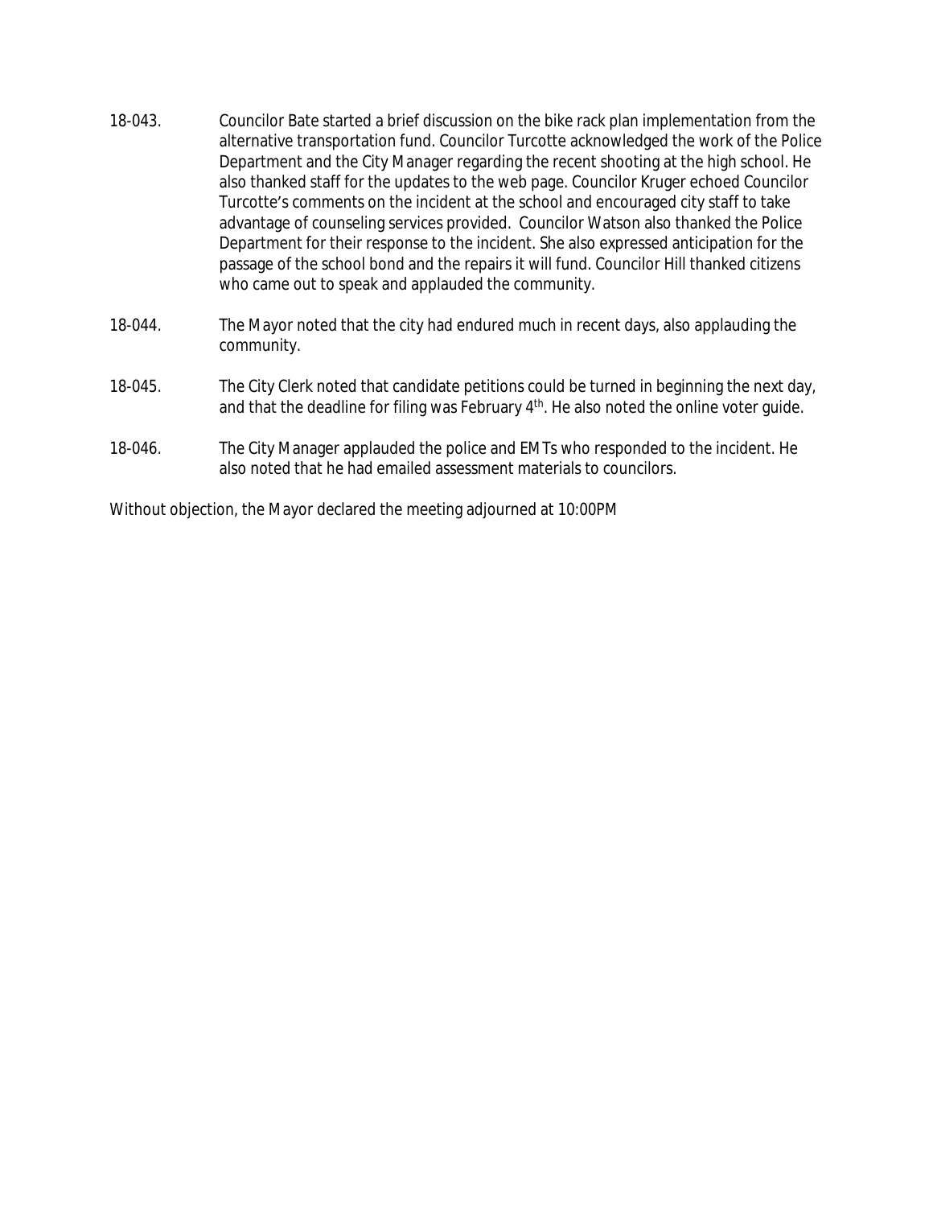18-043. Councilor Bate started a brief discussion on the bike rack plan implementation from the alternative transportation fund. Councilor Turcotte acknowledged the work of the Police Department and the City Manager regarding the recent shooting at the high school. He also thanked staff for the updates to the web page. Councilor Kruger echoed Councilor Turcotte's comments on the incident at the school and encouraged city staff to take advantage of counseling services provided. Councilor Watson also thanked the Police Department for their response to the incident. She also expressed anticipation for the passage of the school bond and the repairs it will fund. Councilor Hill thanked citizens who came out to speak and applauded the community.

18-044. The Mayor noted that the city had endured much in recent days, also applauding the community.

18-045. The City Clerk noted that candidate petitions could be turned in beginning the next day, and that the deadline for filing was February 4th. He also noted the online voter guide.

18-046. The City Manager applauded the police and EMTs who responded to the incident. He also noted that he had emailed assessment materials to councilors.

Without objection, the Mayor declared the meeting adjourned at 10:00PM